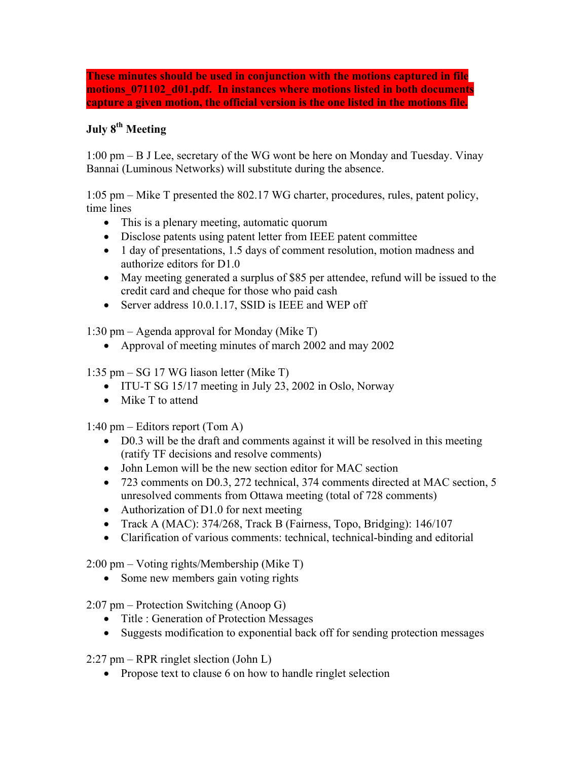**These minutes should be used in conjunction with the motions captured in file motions_071102_d01.pdf. In instances where motions listed in both documents capture a given motion, the official version is the one listed in the motions file.**

**July 8th Meeting**

1:00 pm – B J Lee, secretary of the WG wont be here on Monday and Tuesday. Vinay Bannai (Luminous Networks) will substitute during the absence.

1:05 pm – Mike T presented the 802.17 WG charter, procedures, rules, patent policy, time lines

- This is a plenary meeting, automatic quorum
- Disclose patents using patent letter from IEEE patent committee
- 1 day of presentations, 1.5 days of comment resolution, motion madness and authorize editors for D1.0
- May meeting generated a surplus of $85 per attendee, refund will be issued to the credit card and cheque for those who paid cash
- Server address 10.0.1.17, SSID is IEEE and WEP off

1:30 pm – Agenda approval for Monday (Mike T)

- Approval of meeting minutes of march 2002 and may 2002

1:35 pm – SG 17 WG liason letter (Mike T)

- ITU-T SG 15/17 meeting in July 23, 2002 in Oslo, Norway
- Mike T to attend

1:40 pm – Editors report (Tom A)

- D0.3 will be the draft and comments against it will be resolved in this meeting (ratify TF decisions and resolve comments)
- John Lemon will be the new section editor for MAC section
- 723 comments on D0.3, 272 technical, 374 comments directed at MAC section, 5 unresolved comments from Ottawa meeting (total of 728 comments)
- Authorization of D1.0 for next meeting
- Track A (MAC): 374/268, Track B (Fairness, Topo, Bridging): 146/107
- Clarification of various comments: technical, technical-binding and editorial

2:00 pm – Voting rights/Membership (Mike T)

- Some new members gain voting rights

2:07 pm – Protection Switching (Anoop G)

- Title : Generation of Protection Messages
- Suggests modification to exponential back off for sending protection messages

2:27 pm – RPR ringlet slection (John L)

- Propose text to clause 6 on how to handle ringlet selection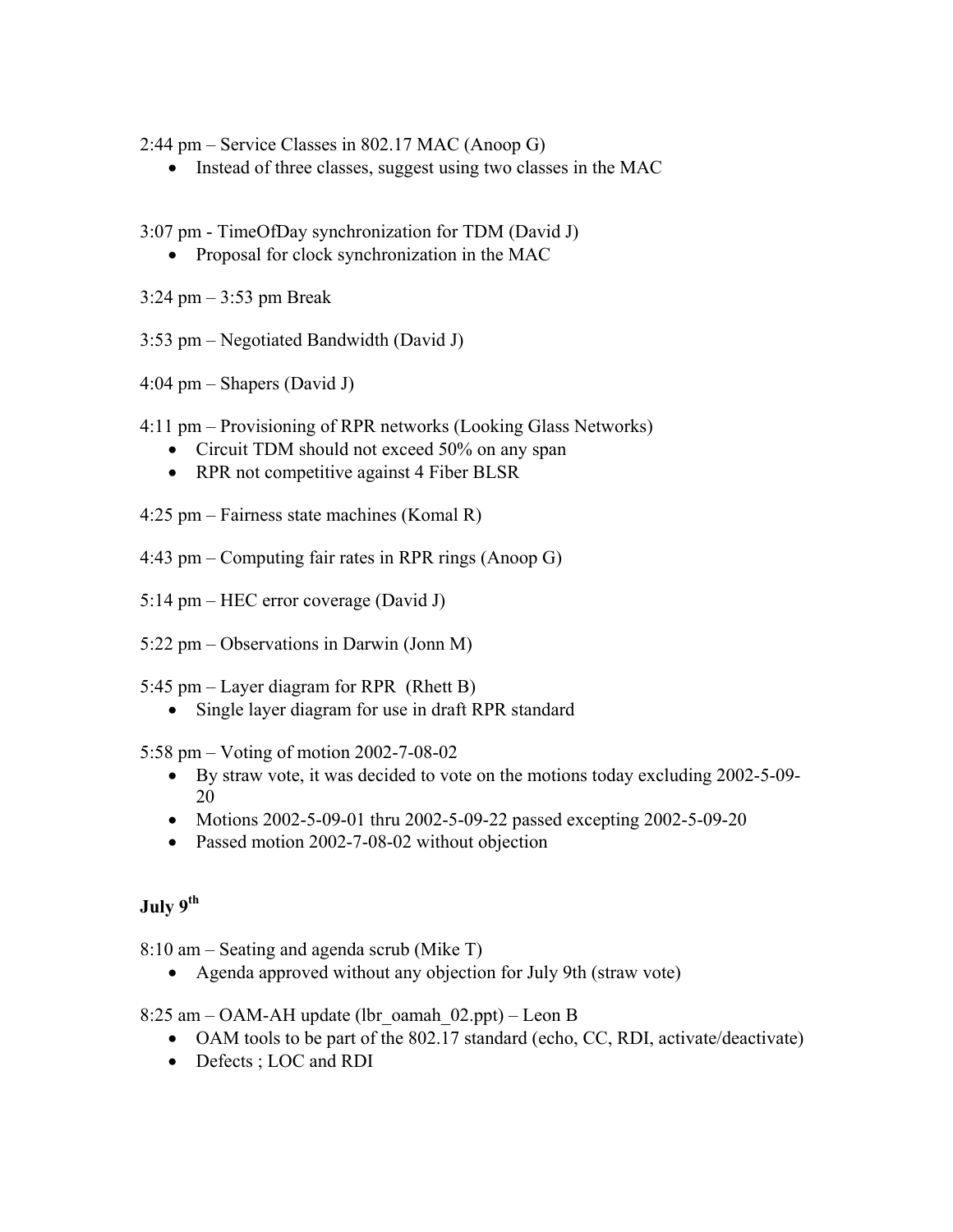2:44 pm – Service Classes in 802.17 MAC (Anoop G)

- Instead of three classes, suggest using two classes in the MAC

3:07 pm - TimeOfDay synchronization for TDM (David J)

- Proposal for clock synchronization in the MAC

3:24 pm – 3:53 pm Break

3:53 pm – Negotiated Bandwidth (David J)

4:04 pm – Shapers (David J)

4:11 pm – Provisioning of RPR networks (Looking Glass Networks)

- Circuit TDM should not exceed 50% on any span
- RPR not competitive against 4 Fiber BLSR

4:25 pm – Fairness state machines (Komal R)

4:43 pm – Computing fair rates in RPR rings (Anoop G)

5:14 pm – HEC error coverage (David J)

5:22 pm – Observations in Darwin (Jonn M)

5:45 pm – Layer diagram for RPR (Rhett B)

- Single layer diagram for use in draft RPR standard

5:58 pm – Voting of motion 2002-7-08-02

- By straw vote, it was decided to vote on the motions today excluding 2002-5-09-20
- Motions 2002-5-09-01 thru 2002-5-09-22 passed excepting 2002-5-09-20
- Passed motion 2002-7-08-02 without objection

## July 9th

8:10 am – Seating and agenda scrub (Mike T)

- Agenda approved without any objection for July 9th (straw vote)

8:25 am – OAM-AH update (lbr_oamah_02.ppt) – Leon B

- OAM tools to be part of the 802.17 standard (echo, CC, RDI, activate/deactivate)
- Defects ; LOC and RDI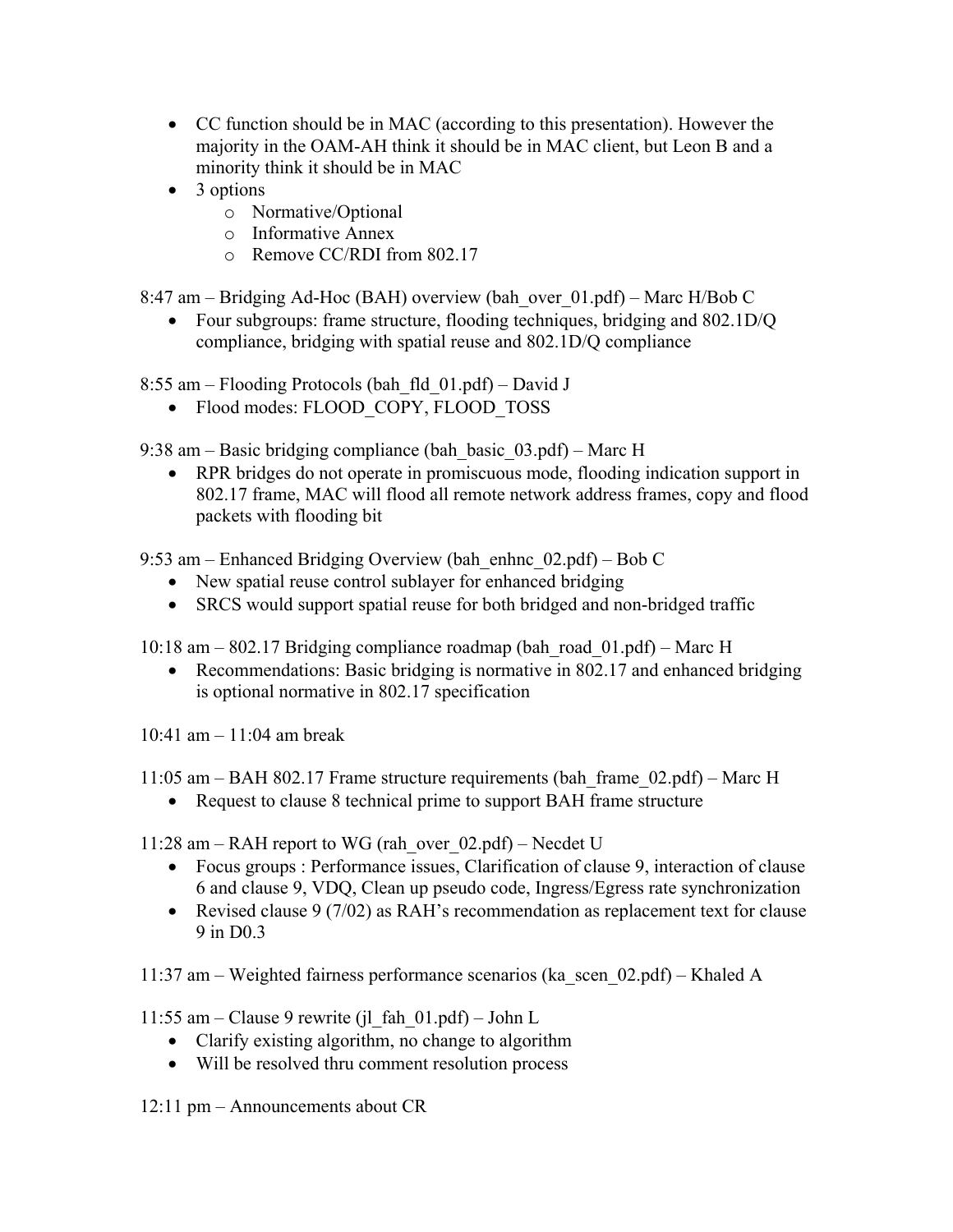- CC function should be in MAC (according to this presentation). However the majority in the OAM-AH think it should be in MAC client, but Leon B and a minority think it should be in MAC
- 3 options
  - Normative/Optional
  - Informative Annex
  - Remove CC/RDI from 802.17

8:47 am – Bridging Ad-Hoc (BAH) overview (bah_over_01.pdf) – Marc H/Bob C

- Four subgroups: frame structure, flooding techniques, bridging and 802.1D/Q compliance, bridging with spatial reuse and 802.1D/Q compliance

8:55 am – Flooding Protocols (bah_fld_01.pdf) – David J

- Flood modes: FLOOD_COPY, FLOOD_TOSS

9:38 am – Basic bridging compliance (bah_basic_03.pdf) – Marc H

- RPR bridges do not operate in promiscuous mode, flooding indication support in 802.17 frame, MAC will flood all remote network address frames, copy and flood packets with flooding bit

9:53 am – Enhanced Bridging Overview (bah_enhnc_02.pdf) – Bob C

- New spatial reuse control sublayer for enhanced bridging
- SRCS would support spatial reuse for both bridged and non-bridged traffic

10:18 am – 802.17 Bridging compliance roadmap (bah_road_01.pdf) – Marc H

- Recommendations: Basic bridging is normative in 802.17 and enhanced bridging is optional normative in 802.17 specification

10:41 am – 11:04 am break

11:05 am – BAH 802.17 Frame structure requirements (bah_frame_02.pdf) – Marc H

- Request to clause 8 technical prime to support BAH frame structure

11:28 am – RAH report to WG (rah_over_02.pdf) – Necdet U

- Focus groups : Performance issues, Clarification of clause 9, interaction of clause 6 and clause 9, VDQ, Clean up pseudo code, Ingress/Egress rate synchronization
- Revised clause 9 (7/02) as RAH's recommendation as replacement text for clause 9 in D0.3

11:37 am – Weighted fairness performance scenarios (ka_scen_02.pdf) – Khaled A

11:55 am – Clause 9 rewrite (jl_fah_01.pdf) – John L

- Clarify existing algorithm, no change to algorithm
- Will be resolved thru comment resolution process

12:11 pm – Announcements about CR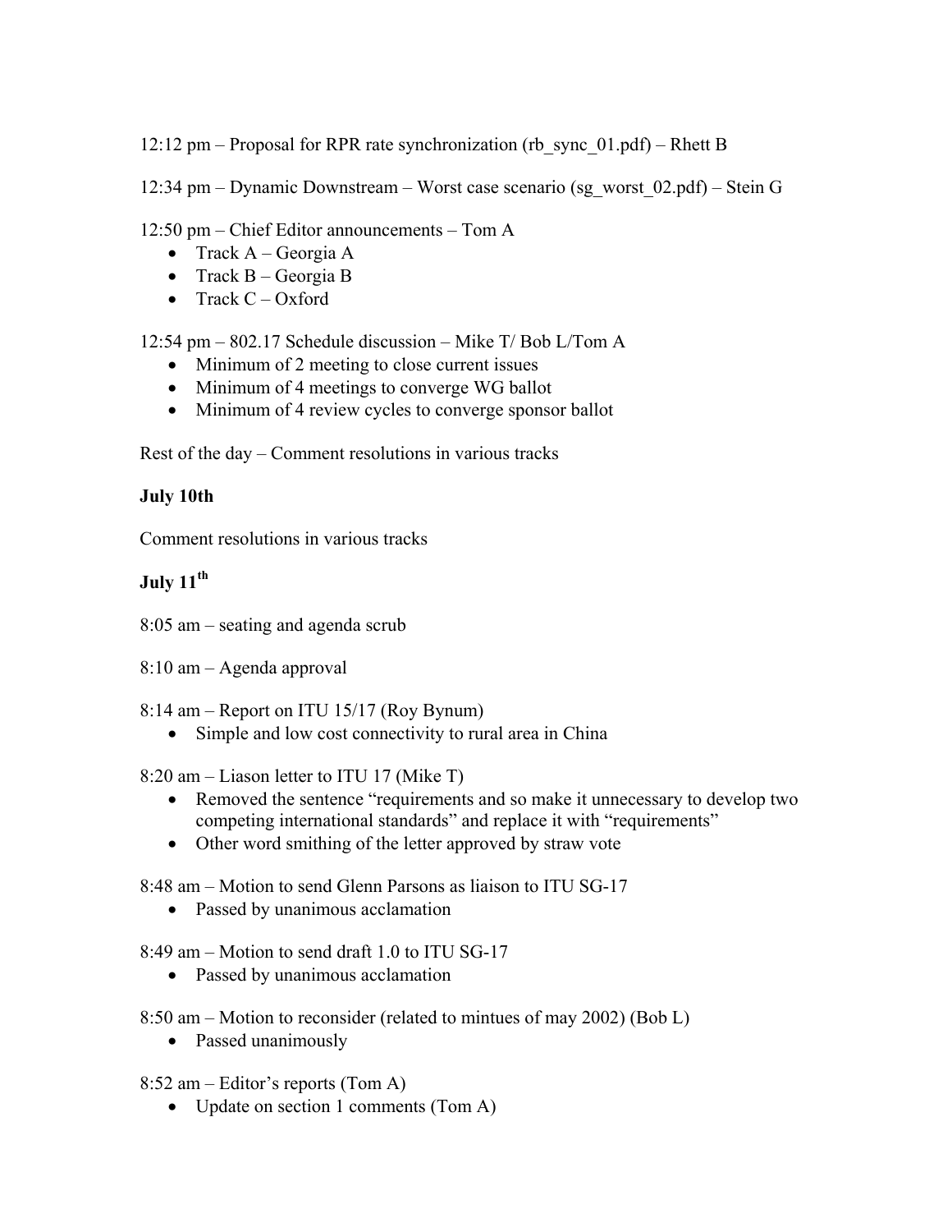12:12 pm – Proposal for RPR rate synchronization (rb_sync_01.pdf) – Rhett B

12:34 pm – Dynamic Downstream – Worst case scenario (sg_worst_02.pdf) – Stein G

12:50 pm – Chief Editor announcements – Tom A

- Track A – Georgia A
- Track B – Georgia B
- Track C – Oxford

12:54 pm – 802.17 Schedule discussion – Mike T/ Bob L/Tom A

- Minimum of 2 meeting to close current issues
- Minimum of 4 meetings to converge WG ballot
- Minimum of 4 review cycles to converge sponsor ballot

Rest of the day – Comment resolutions in various tracks

**July 10th**

Comment resolutions in various tracks

**July 11th**

8:05 am – seating and agenda scrub

8:10 am – Agenda approval

8:14 am – Report on ITU 15/17 (Roy Bynum)

- Simple and low cost connectivity to rural area in China

8:20 am – Liason letter to ITU 17 (Mike T)

- Removed the sentence "requirements and so make it unnecessary to develop two competing international standards" and replace it with "requirements"
- Other word smithing of the letter approved by straw vote

8:48 am – Motion to send Glenn Parsons as liaison to ITU SG-17

- Passed by unanimous acclamation

8:49 am – Motion to send draft 1.0 to ITU SG-17

- Passed by unanimous acclamation

8:50 am – Motion to reconsider (related to mintues of may 2002) (Bob L)

- Passed unanimously

8:52 am – Editor's reports (Tom A)

- Update on section 1 comments (Tom A)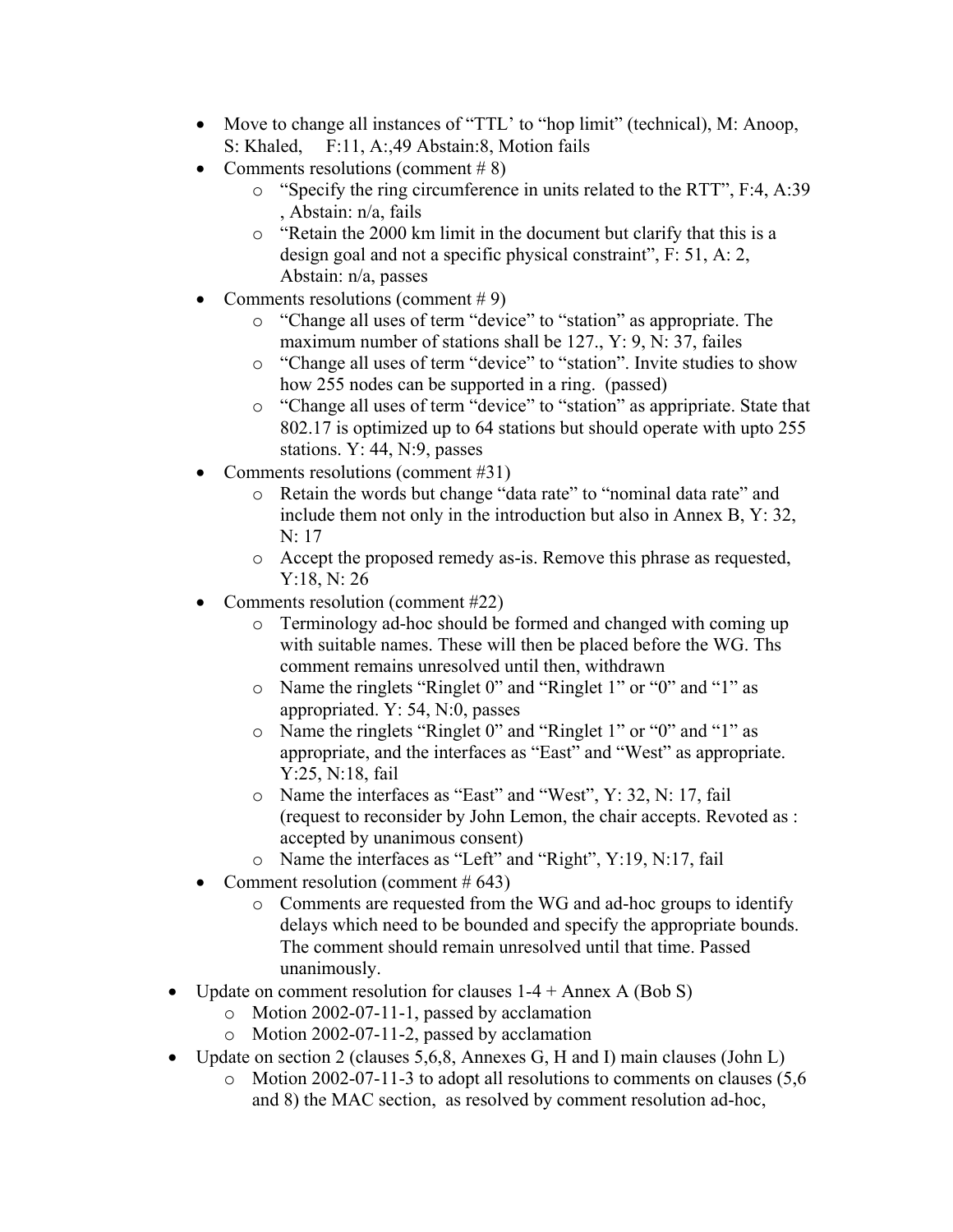- Move to change all instances of "TTL' to "hop limit" (technical), M: Anoop, S: Khaled, F:11, A:,49 Abstain:8, Motion fails
- Comments resolutions (comment # 8)
  - "Specify the ring circumference in units related to the RTT", F:4, A:39 , Abstain: n/a, fails
  - "Retain the 2000 km limit in the document but clarify that this is a design goal and not a specific physical constraint", F: 51, A: 2, Abstain: n/a, passes
- Comments resolutions (comment # 9)
  - "Change all uses of term "device" to "station" as appropriate. The maximum number of stations shall be 127., Y: 9, N: 37, failes
  - "Change all uses of term "device" to "station". Invite studies to show how 255 nodes can be supported in a ring. (passed)
  - "Change all uses of term "device" to "station" as appripriate. State that 802.17 is optimized up to 64 stations but should operate with upto 255 stations. Y: 44, N:9, passes
- Comments resolutions (comment #31)
  - Retain the words but change "data rate" to "nominal data rate" and include them not only in the introduction but also in Annex B, Y: 32, N: 17
  - Accept the proposed remedy as-is. Remove this phrase as requested, Y:18, N: 26
- Comments resolution (comment #22)
  - Terminology ad-hoc should be formed and changed with coming up with suitable names. These will then be placed before the WG. Ths comment remains unresolved until then, withdrawn
  - Name the ringlets "Ringlet 0" and "Ringlet 1" or "0" and "1" as appropriated. Y: 54, N:0, passes
  - Name the ringlets "Ringlet 0" and "Ringlet 1" or "0" and "1" as appropriate, and the interfaces as "East" and "West" as appropriate. Y:25, N:18, fail
  - Name the interfaces as "East" and "West", Y: 32, N: 17, fail (request to reconsider by John Lemon, the chair accepts. Revoted as : accepted by unanimous consent)
  - Name the interfaces as "Left" and "Right", Y:19, N:17, fail
- Comment resolution (comment # 643)
  - Comments are requested from the WG and ad-hoc groups to identify delays which need to be bounded and specify the appropriate bounds. The comment should remain unresolved until that time. Passed unanimously.

- Update on comment resolution for clauses 1-4 + Annex A (Bob S)
  - Motion 2002-07-11-1, passed by acclamation
  - Motion 2002-07-11-2, passed by acclamation
- Update on section 2 (clauses 5,6,8, Annexes G, H and I) main clauses (John L)
  - Motion 2002-07-11-3 to adopt all resolutions to comments on clauses (5,6 and 8) the MAC section, as resolved by comment resolution ad-hoc,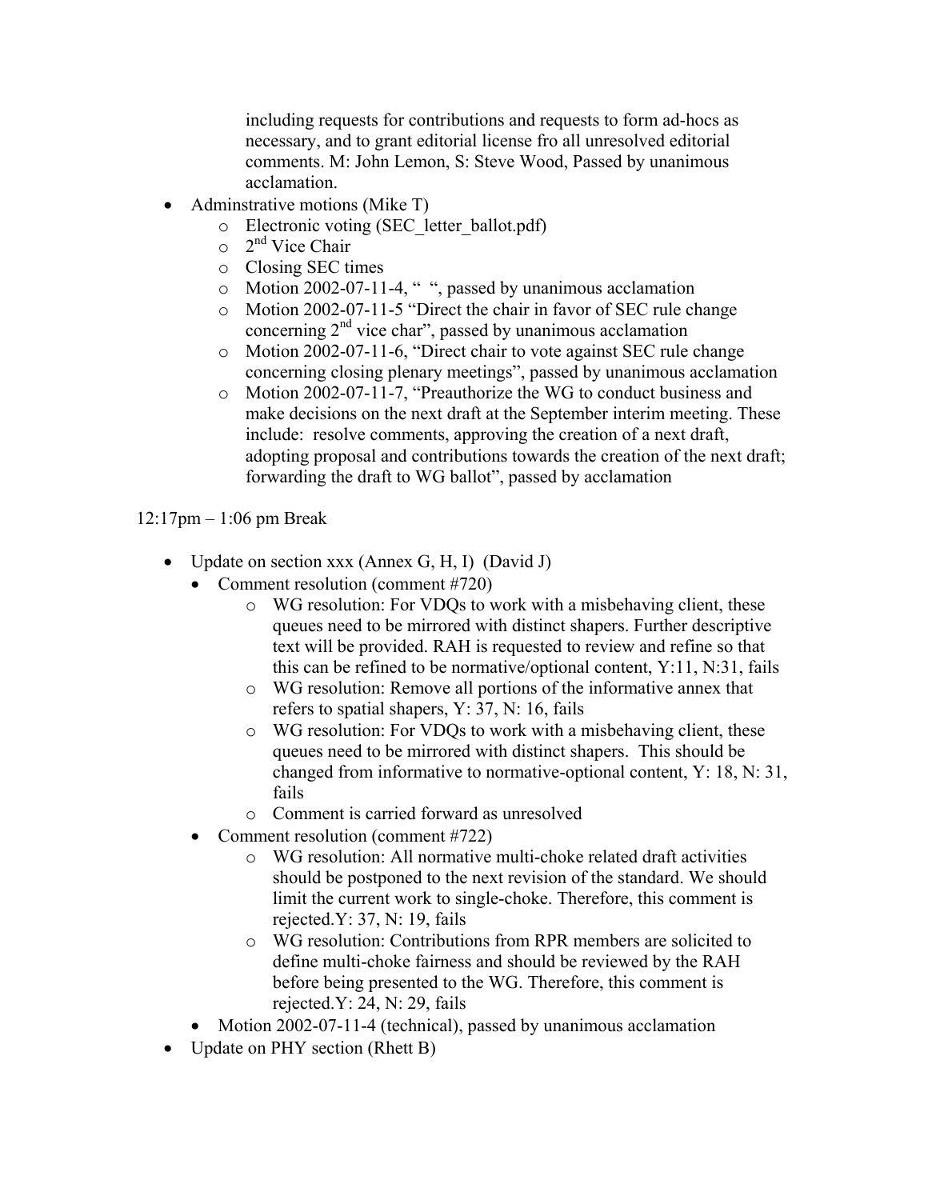including requests for contributions and requests to form ad-hocs as necessary, and to grant editorial license fro all unresolved editorial comments. M: John Lemon, S: Steve Wood, Passed by unanimous acclamation.

- Adminstrative motions (Mike T)
  - Electronic voting (SEC_letter_ballot.pdf)
  - 2nd Vice Chair
  - Closing SEC times
  - Motion 2002-07-11-4, "  ", passed by unanimous acclamation
  - Motion 2002-07-11-5 "Direct the chair in favor of SEC rule change concerning 2nd vice char", passed by unanimous acclamation
  - Motion 2002-07-11-6, "Direct chair to vote against SEC rule change concerning closing plenary meetings", passed by unanimous acclamation
  - Motion 2002-07-11-7, "Preauthorize the WG to conduct business and make decisions on the next draft at the September interim meeting. These include: resolve comments, approving the creation of a next draft, adopting proposal and contributions towards the creation of the next draft; forwarding the draft to WG ballot", passed by acclamation

12:17pm – 1:06 pm Break

- Update on section xxx (Annex G, H, I) (David J)
  - Comment resolution (comment #720)
    - WG resolution: For VDQs to work with a misbehaving client, these queues need to be mirrored with distinct shapers. Further descriptive text will be provided. RAH is requested to review and refine so that this can be refined to be normative/optional content, Y:11, N:31, fails
    - WG resolution: Remove all portions of the informative annex that refers to spatial shapers, Y: 37, N: 16, fails
    - WG resolution: For VDQs to work with a misbehaving client, these queues need to be mirrored with distinct shapers. This should be changed from informative to normative-optional content, Y: 18, N: 31, fails
    - Comment is carried forward as unresolved
  - Comment resolution (comment #722)
    - WG resolution: All normative multi-choke related draft activities should be postponed to the next revision of the standard. We should limit the current work to single-choke. Therefore, this comment is rejected.Y: 37, N: 19, fails
    - WG resolution: Contributions from RPR members are solicited to define multi-choke fairness and should be reviewed by the RAH before being presented to the WG. Therefore, this comment is rejected.Y: 24, N: 29, fails
  - Motion 2002-07-11-4 (technical), passed by unanimous acclamation
- Update on PHY section (Rhett B)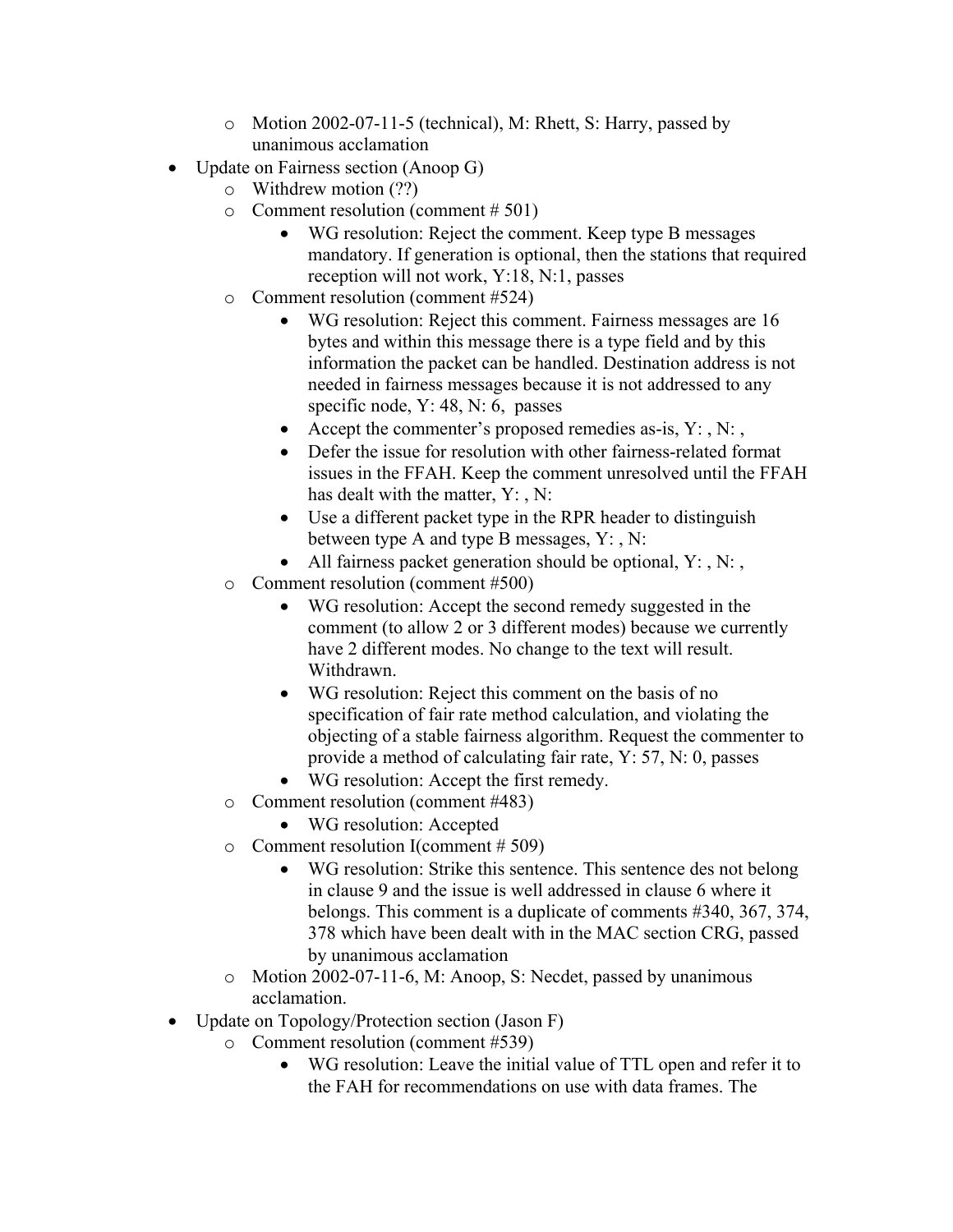- Motion 2002-07-11-5 (technical), M: Rhett, S: Harry, passed by unanimous acclamation
- Update on Fairness section (Anoop G)
  - Withdrew motion (??)
  - Comment resolution (comment # 501)
    - WG resolution: Reject the comment. Keep type B messages mandatory. If generation is optional, then the stations that required reception will not work, Y:18, N:1, passes
  - Comment resolution (comment #524)
    - WG resolution: Reject this comment. Fairness messages are 16 bytes and within this message there is a type field and by this information the packet can be handled. Destination address is not needed in fairness messages because it is not addressed to any specific node, Y: 48, N: 6, passes
    - Accept the commenter's proposed remedies as-is, Y: , N: ,
    - Defer the issue for resolution with other fairness-related format issues in the FFAH. Keep the comment unresolved until the FFAH has dealt with the matter, Y: , N:
    - Use a different packet type in the RPR header to distinguish between type A and type B messages, Y: , N:
    - All fairness packet generation should be optional, Y: , N: ,
  - Comment resolution (comment #500)
    - WG resolution: Accept the second remedy suggested in the comment (to allow 2 or 3 different modes) because we currently have 2 different modes. No change to the text will result. Withdrawn.
    - WG resolution: Reject this comment on the basis of no specification of fair rate method calculation, and violating the objecting of a stable fairness algorithm. Request the commenter to provide a method of calculating fair rate, Y: 57, N: 0, passes
    - WG resolution: Accept the first remedy.
  - Comment resolution (comment #483)
    - WG resolution: Accepted
  - Comment resolution I(comment # 509)
    - WG resolution: Strike this sentence. This sentence des not belong in clause 9 and the issue is well addressed in clause 6 where it belongs. This comment is a duplicate of comments #340, 367, 374, 378 which have been dealt with in the MAC section CRG, passed by unanimous acclamation
  - Motion 2002-07-11-6, M: Anoop, S: Necdet, passed by unanimous acclamation.
- Update on Topology/Protection section (Jason F)
  - Comment resolution (comment #539)
    - WG resolution: Leave the initial value of TTL open and refer it to the FAH for recommendations on use with data frames. The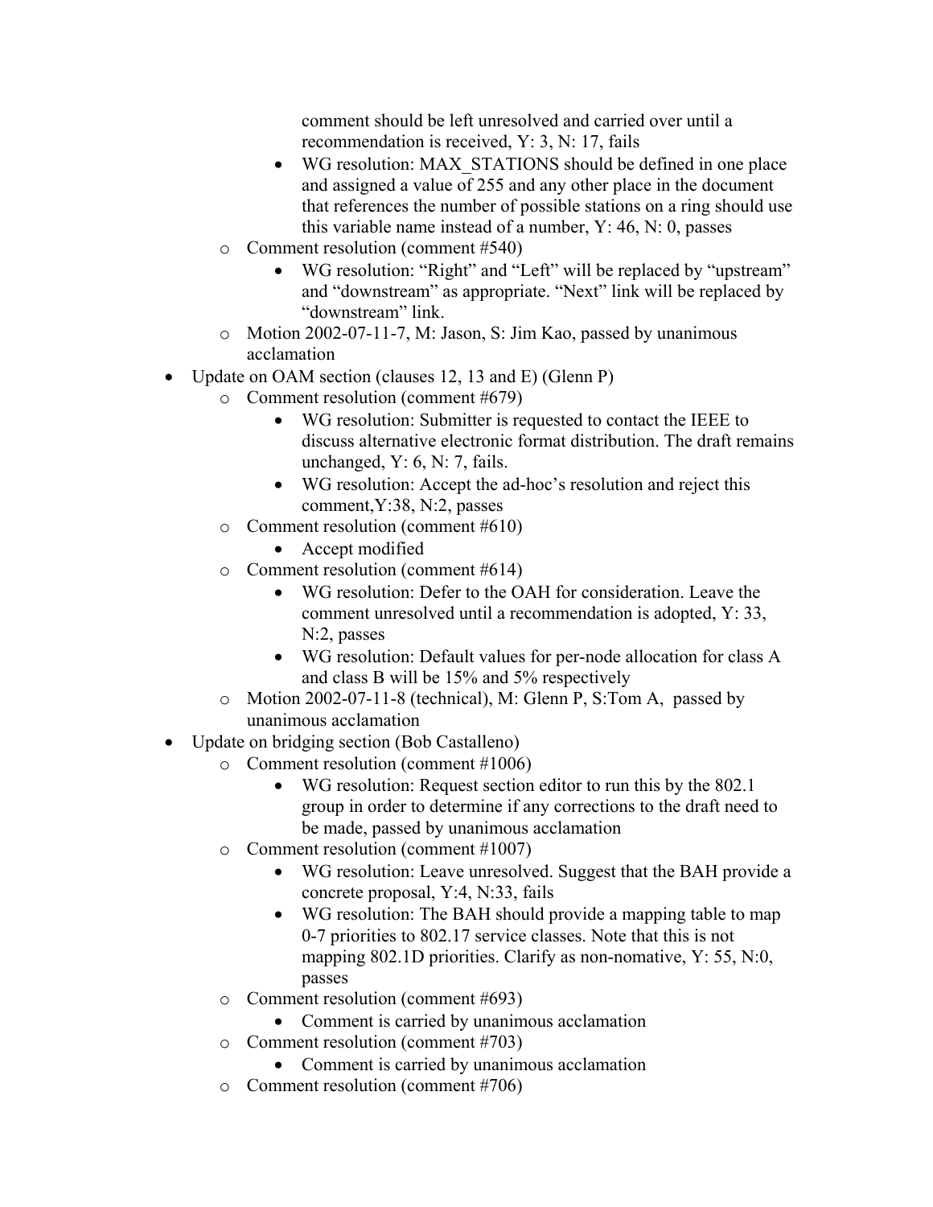- comment should be left unresolved and carried over until a recommendation is received, Y: 3, N: 17, fails
        - WG resolution: MAX_STATIONS should be defined in one place and assigned a value of 255 and any other place in the document that references the number of possible stations on a ring should use this variable name instead of a number, Y: 46, N: 0, passes
    - Comment resolution (comment #540)
        - WG resolution: "Right" and "Left" will be replaced by "upstream" and "downstream" as appropriate. "Next" link will be replaced by "downstream" link.
    - Motion 2002-07-11-7, M: Jason, S: Jim Kao, passed by unanimous acclamation
- Update on OAM section (clauses 12, 13 and E) (Glenn P)
    - Comment resolution (comment #679)
        - WG resolution: Submitter is requested to contact the IEEE to discuss alternative electronic format distribution. The draft remains unchanged, Y: 6, N: 7, fails.
        - WG resolution: Accept the ad-hoc's resolution and reject this comment,Y:38, N:2, passes
    - Comment resolution (comment #610)
        - Accept modified
    - Comment resolution (comment #614)
        - WG resolution: Defer to the OAH for consideration. Leave the comment unresolved until a recommendation is adopted, Y: 33, N:2, passes
        - WG resolution: Default values for per-node allocation for class A and class B will be 15% and 5% respectively
    - Motion 2002-07-11-8 (technical), M: Glenn P, S:Tom A, passed by unanimous acclamation
- Update on bridging section (Bob Castalleno)
    - Comment resolution (comment #1006)
        - WG resolution: Request section editor to run this by the 802.1 group in order to determine if any corrections to the draft need to be made, passed by unanimous acclamation
    - Comment resolution (comment #1007)
        - WG resolution: Leave unresolved. Suggest that the BAH provide a concrete proposal, Y:4, N:33, fails
        - WG resolution: The BAH should provide a mapping table to map 0-7 priorities to 802.17 service classes. Note that this is not mapping 802.1D priorities. Clarify as non-nomative, Y: 55, N:0, passes
    - Comment resolution (comment #693)
        - Comment is carried by unanimous acclamation
    - Comment resolution (comment #703)
        - Comment is carried by unanimous acclamation
    - Comment resolution (comment #706)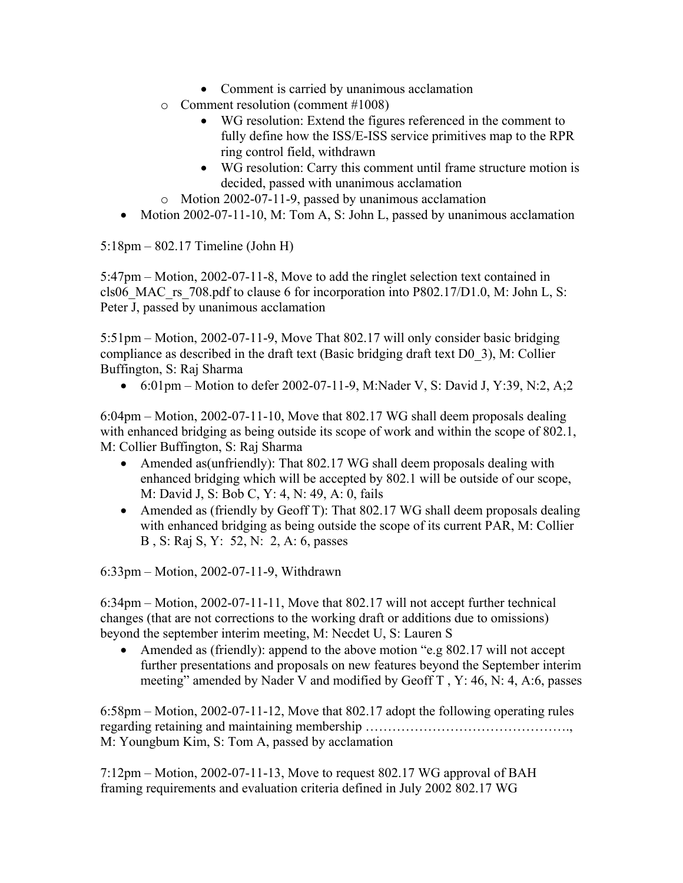- Comment is carried by unanimous acclamation
    - Comment resolution (comment #1008)
        - WG resolution: Extend the figures referenced in the comment to fully define how the ISS/E-ISS service primitives map to the RPR ring control field, withdrawn
        - WG resolution: Carry this comment until frame structure motion is decided, passed with unanimous acclamation
    - Motion 2002-07-11-9, passed by unanimous acclamation
- Motion 2002-07-11-10, M: Tom A, S: John L, passed by unanimous acclamation

5:18pm – 802.17 Timeline (John H)

5:47pm – Motion, 2002-07-11-8, Move to add the ringlet selection text contained in cls06_MAC_rs_708.pdf to clause 6 for incorporation into P802.17/D1.0, M: John L, S: Peter J, passed by unanimous acclamation

5:51pm – Motion, 2002-07-11-9, Move That 802.17 will only consider basic bridging compliance as described in the draft text (Basic bridging draft text D0_3), M: Collier Buffington, S: Raj Sharma

- 6:01pm – Motion to defer 2002-07-11-9, M:Nader V, S: David J, Y:39, N:2, A;2

6:04pm – Motion, 2002-07-11-10, Move that 802.17 WG shall deem proposals dealing with enhanced bridging as being outside its scope of work and within the scope of 802.1, M: Collier Buffington, S: Raj Sharma

- Amended as(unfriendly): That 802.17 WG shall deem proposals dealing with enhanced bridging which will be accepted by 802.1 will be outside of our scope, M: David J, S: Bob C, Y: 4, N: 49, A: 0, fails
- Amended as (friendly by Geoff T): That 802.17 WG shall deem proposals dealing with enhanced bridging as being outside the scope of its current PAR, M: Collier B , S: Raj S, Y: 52, N: 2, A: 6, passes

6:33pm – Motion, 2002-07-11-9, Withdrawn

6:34pm – Motion, 2002-07-11-11, Move that 802.17 will not accept further technical changes (that are not corrections to the working draft or additions due to omissions) beyond the september interim meeting, M: Necdet U, S: Lauren S

- Amended as (friendly): append to the above motion "e.g 802.17 will not accept further presentations and proposals on new features beyond the September interim meeting" amended by Nader V and modified by Geoff T , Y: 46, N: 4, A:6, passes

6:58pm – Motion, 2002-07-11-12, Move that 802.17 adopt the following operating rules regarding retaining and maintaining membership ………………………………………., M: Youngbum Kim, S: Tom A, passed by acclamation

7:12pm – Motion, 2002-07-11-13, Move to request 802.17 WG approval of BAH framing requirements and evaluation criteria defined in July 2002 802.17 WG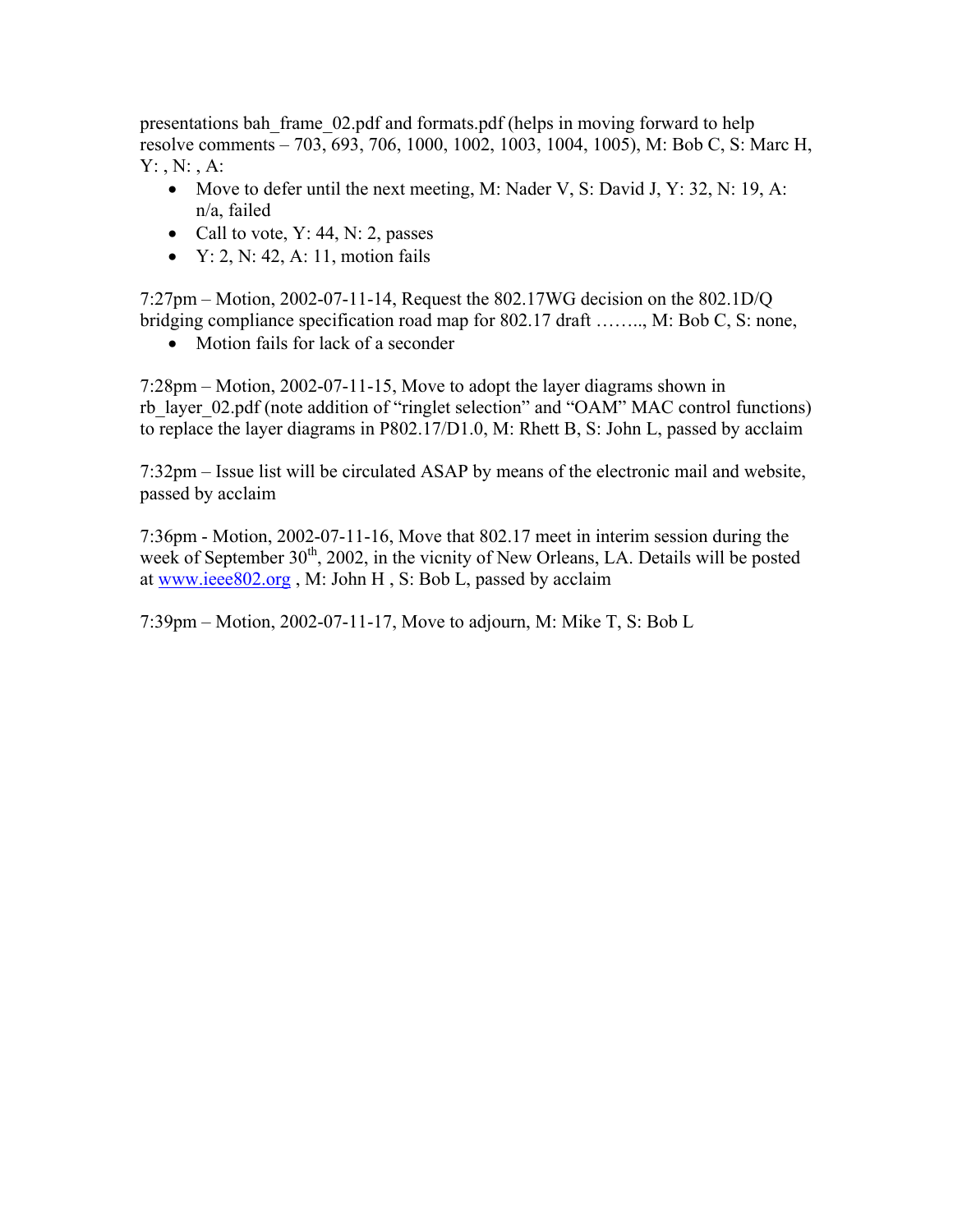presentations bah_frame_02.pdf and formats.pdf (helps in moving forward to help resolve comments – 703, 693, 706, 1000, 1002, 1003, 1004, 1005), M: Bob C, S: Marc H, Y: , N: , A:

- Move to defer until the next meeting, M: Nader V, S: David J, Y: 32, N: 19, A: n/a, failed
- Call to vote, Y: 44, N: 2, passes
- Y: 2, N: 42, A: 11, motion fails

7:27pm – Motion, 2002-07-11-14, Request the 802.17WG decision on the 802.1D/Q bridging compliance specification road map for 802.17 draft …….., M: Bob C, S: none,

- Motion fails for lack of a seconder

7:28pm – Motion, 2002-07-11-15, Move to adopt the layer diagrams shown in rb_layer_02.pdf (note addition of "ringlet selection" and "OAM" MAC control functions) to replace the layer diagrams in P802.17/D1.0, M: Rhett B, S: John L, passed by acclaim

7:32pm – Issue list will be circulated ASAP by means of the electronic mail and website, passed by acclaim

7:36pm - Motion, 2002-07-11-16, Move that 802.17 meet in interim session during the week of September 30th, 2002, in the vicnity of New Orleans, LA. Details will be posted at www.ieee802.org , M: John H , S: Bob L, passed by acclaim

7:39pm – Motion, 2002-07-11-17, Move to adjourn, M: Mike T, S: Bob L